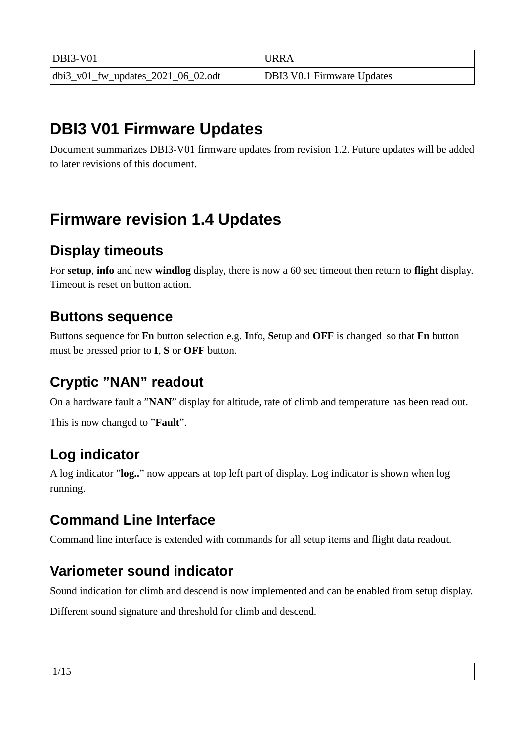| DBI3-V01 | URRA |
| --- | --- |
| dbi3_v01_fw_updates_2021_06_02.odt | DBI3 V0.1 Firmware Updates |

# DBI3 V01 Firmware Updates

Document summarizes DBI3-V01 firmware updates from revision 1.2. Future updates will be added to later revisions of this document.

# Firmware revision 1.4 Updates

## Display timeouts

For **setup**, **info** and new **windlog** display, there is now a 60 sec timeout then return to **flight** display. Timeout is reset on button action.

## Buttons sequence

Buttons sequence for **Fn** button selection e.g. **I**nfo, **S**etup and **OFF** is changed so that **Fn** button must be pressed prior to **I**, **S** or **OFF** button.

## Cryptic "NAN" readout

On a hardware fault a "**NAN**" display for altitude, rate of climb and temperature has been read out.

This is now changed to "**Fault**".

## Log indicator

A log indicator "**log..**" now appears at top left part of display. Log indicator is shown when log running.

## Command Line Interface

Command line interface is extended with commands for all setup items and flight data readout.

## Variometer sound indicator

Sound indication for climb and descend is now implemented and can be enabled from setup display.

Different sound signature and threshold for climb and descend.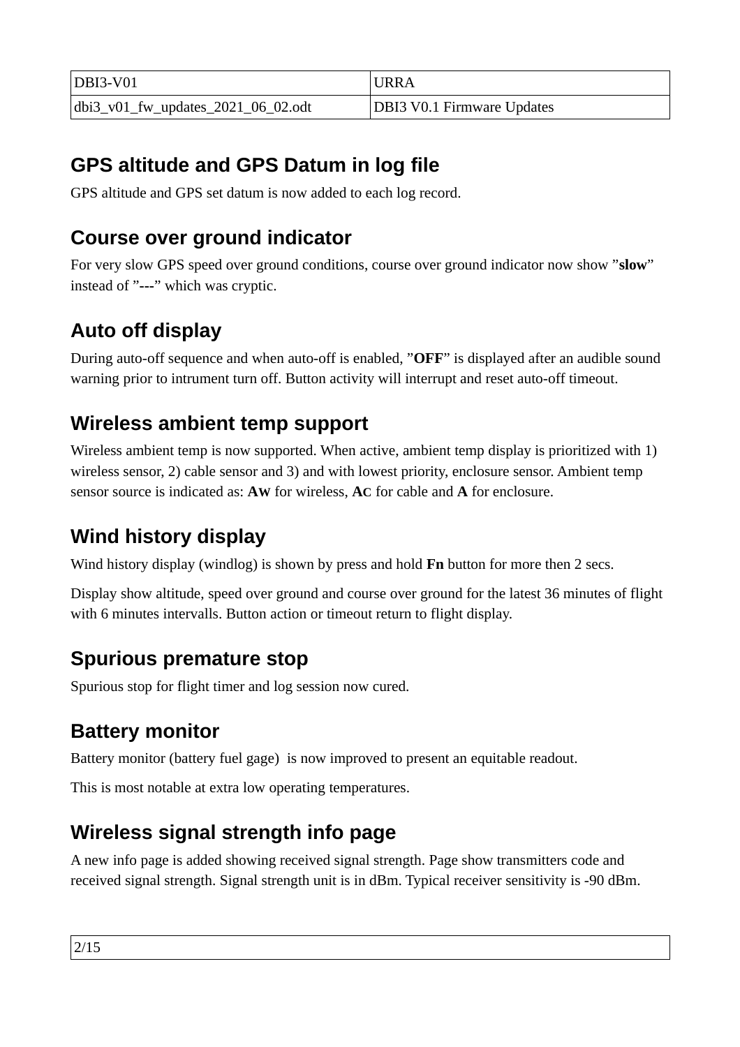## GPS altitude and GPS Datum in log file

GPS altitude and GPS set datum is now added to each log record.

## Course over ground indicator

For very slow GPS speed over ground conditions, course over ground indicator now show ”**slow**” instead of ”**---**” which was cryptic.

## Auto off display

During auto-off sequence and when auto-off is enabled, ”**OFF**” is displayed after an audible sound warning prior to intrument turn off. Button activity will interrupt and reset auto-off timeout.

## Wireless ambient temp support

Wireless ambient temp is now supported. When active, ambient temp display is prioritized with 1) wireless sensor, 2) cable sensor and 3) and with lowest priority, enclosure sensor. Ambient temp sensor source is indicated as: **AW** for wireless, **AC** for cable and **A** for enclosure.

## Wind history display

Wind history display (windlog) is shown by press and hold **Fn** button for more then 2 secs.

Display show altitude, speed over ground and course over ground for the latest 36 minutes of flight with 6 minutes intervalls. Button action or timeout return to flight display.

## Spurious premature stop

Spurious stop for flight timer and log session now cured.

## Battery monitor

Battery monitor (battery fuel gage) is now improved to present an equitable readout.

This is most notable at extra low operating temperatures.

## Wireless signal strength info page

A new info page is added showing received signal strength. Page show transmitters code and received signal strength. Signal strength unit is in dBm. Typical receiver sensitivity is -90 dBm.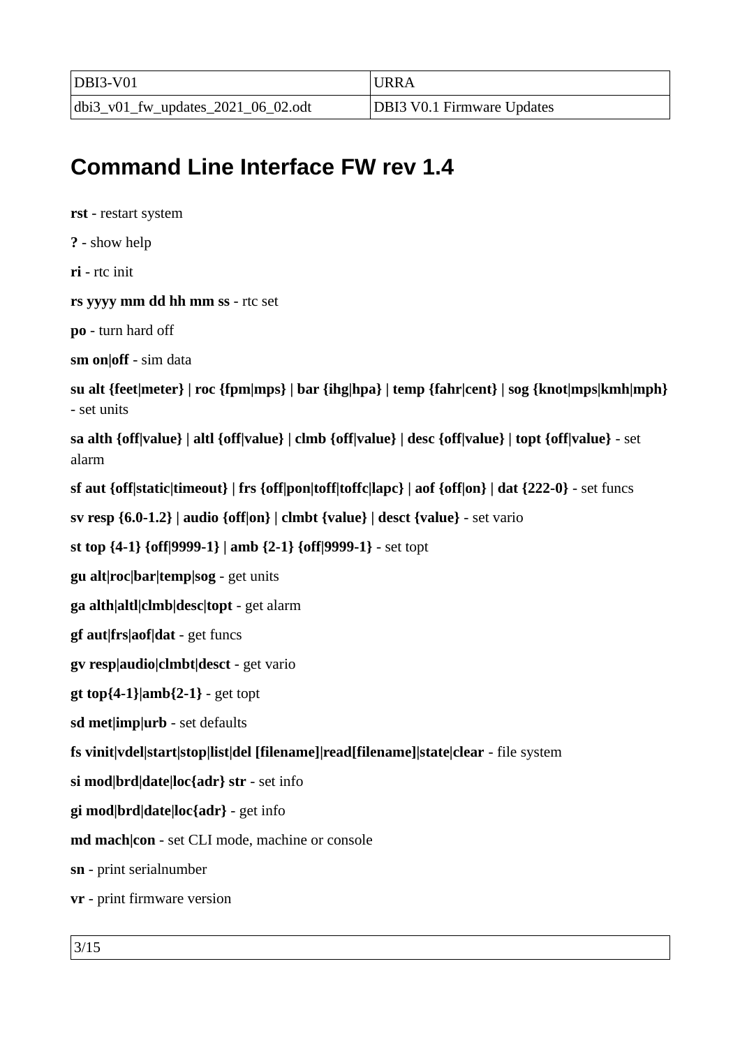# Command Line Interface FW rev 1.4

**rst** - restart system

**?** - show help

**ri** - rtc init

**rs yyyy mm dd hh mm ss** - rtc set

**po** - turn hard off

**sm on|off** - sim data

**su alt {feet|meter} | roc {fpm|mps} | bar {ihg|hpa} | temp {fahr|cent} | sog {knot|mps|kmh|mph}** - set units

**sa alth {off|value} | altl {off|value} | clmb {off|value} | desc {off|value} | topt {off|value}** - set alarm

**sf aut {off|static|timeout} | frs {off|pon|toff|toffc|lapc} | aof {off|on} | dat {222-0}** - set funcs

**sv resp {6.0-1.2} | audio {off|on} | clmbt {value} | desct {value}** - set vario

**st top {4-1} {off|9999-1} | amb {2-1} {off|9999-1}** - set topt

**gu alt|roc|bar|temp|sog** - get units

**ga alth|altl|clmb|desc|topt** - get alarm

**gf aut|frs|aof|dat** - get funcs

**gv resp|audio|clmbt|desct** - get vario

**gt top{4-1}|amb{2-1}** - get topt

**sd met|imp|urb** - set defaults

**fs vinit|vdel|start|stop|list|del [filename]|read[filename]|state|clear** - file system

**si mod|brd|date|loc{adr} str** - set info

**gi mod|brd|date|loc{adr}** - get info

**md mach|con** - set CLI mode, machine or console

**sn** - print serialnumber

**vr** - print firmware version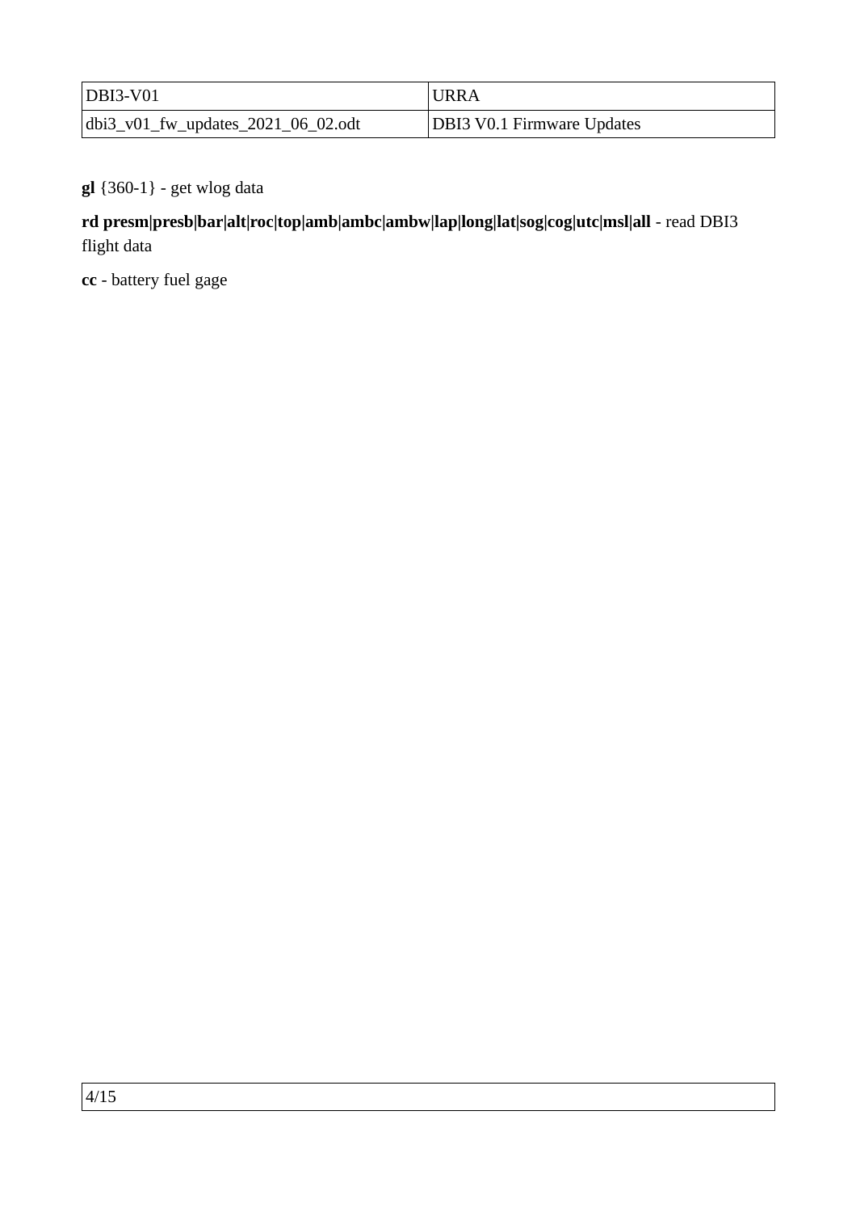**gl** {360-1} - get wlog data

**rd presm|presb|bar|alt|roc|top|amb|ambc|ambw|lap|long|lat|sog|cog|utc|msl|all** - read DBI3 flight data

**cc** - battery fuel gage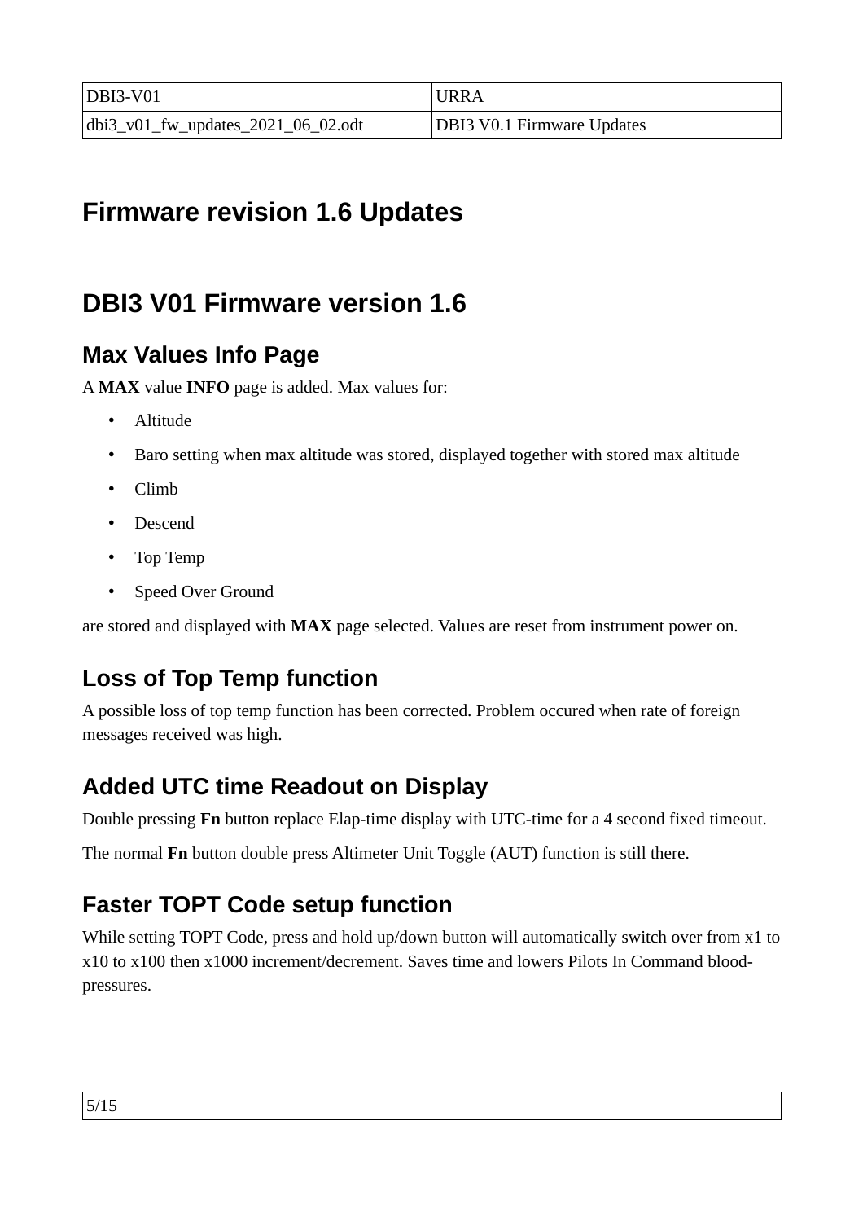# Firmware revision 1.6 Updates

## DBI3 V01 Firmware version 1.6

### Max Values Info Page

A **MAX** value **INFO** page is added. Max values for:

- Altitude
- Baro setting when max altitude was stored, displayed together with stored max altitude
- Climb
- Descend
- Top Temp
- Speed Over Ground

are stored and displayed with **MAX** page selected. Values are reset from instrument power on.

### Loss of Top Temp function

A possible loss of top temp function has been corrected. Problem occured when rate of foreign messages received was high.

### Added UTC time Readout on Display

Double pressing **Fn** button replace Elap-time display with UTC-time for a 4 second fixed timeout.

The normal **Fn** button double press Altimeter Unit Toggle (AUT) function is still there.

### Faster TOPT Code setup function

While setting TOPT Code, press and hold up/down button will automatically switch over from x1 to x10 to x100 then x1000 increment/decrement. Saves time and lowers Pilots In Command blood-pressures.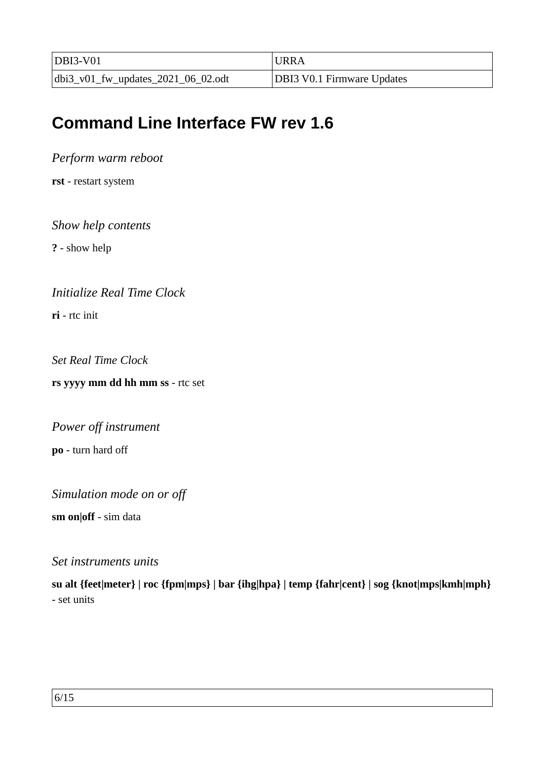## Command Line Interface FW rev 1.6

*Perform warm reboot*

**rst** - restart system

*Show help contents*

**?** - show help

*Initialize Real Time Clock*

**ri** - rtc init

*Set Real Time Clock*

**rs yyyy mm dd hh mm ss** - rtc set

*Power off instrument*

**po** - turn hard off

*Simulation mode on or off*

**sm on|off** - sim data

*Set instruments units*

**su alt {feet|meter} | roc {fpm|mps} | bar {ihg|hpa} | temp {fahr|cent} | sog {knot|mps|kmh|mph}** - set units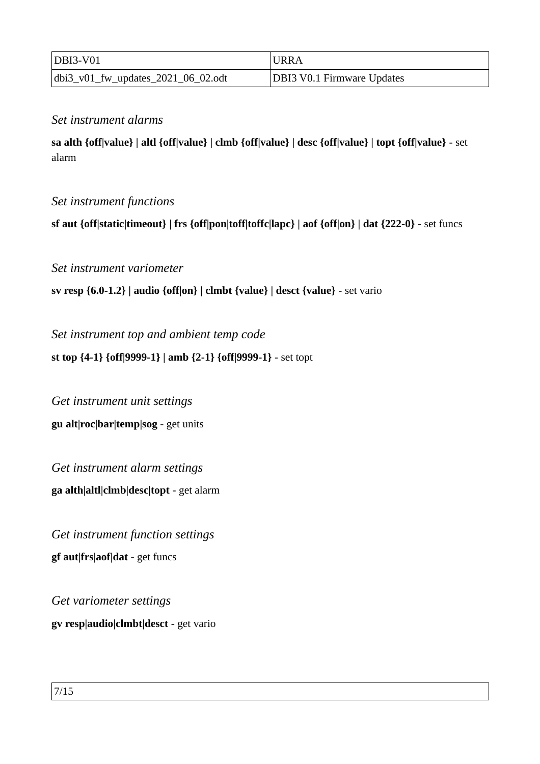*Set instrument alarms*

**sa alth {off|value} | altl {off|value} | clmb {off|value} | desc {off|value} | topt {off|value}** - set alarm

*Set instrument functions*

**sf aut {off|static|timeout} | frs {off|pon|toff|toffc|lapc} | aof {off|on} | dat {222-0}** - set funcs

*Set instrument variometer*

**sv resp {6.0-1.2} | audio {off|on} | clmbt {value} | desct {value}** - set vario

*Set instrument top and ambient temp code*

**st top {4-1} {off|9999-1} | amb {2-1} {off|9999-1}** - set topt

*Get instrument unit settings*

**gu alt|roc|bar|temp|sog** - get units

*Get instrument alarm settings*

**ga alth|altl|clmb|desc|topt** - get alarm

*Get instrument function settings*

**gf aut|frs|aof|dat** - get funcs

*Get variometer settings*

**gv resp|audio|clmbt|desct** - get vario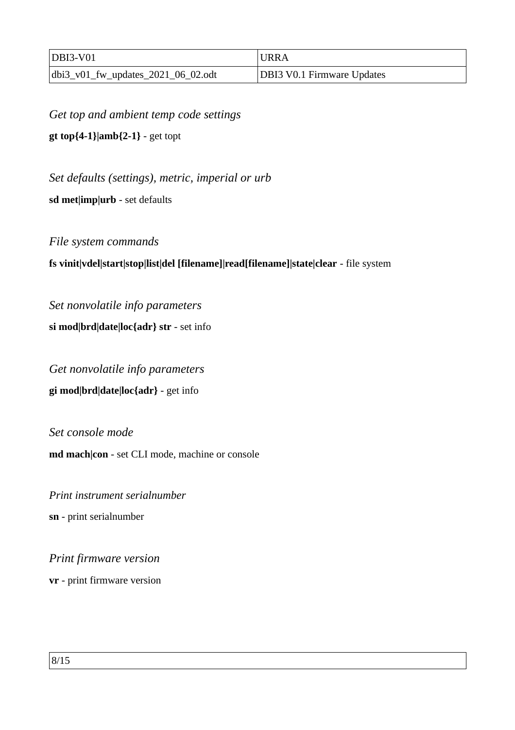*Get top and ambient temp code settings*

**gt top{4-1}|amb{2-1}** - get topt

*Set defaults (settings), metric, imperial or urb*

**sd met|imp|urb** - set defaults

*File system commands*

**fs vinit|vdel|start|stop|list|del [filename]|read[filename]|state|clear** - file system

*Set nonvolatile info parameters*

**si mod|brd|date|loc{adr} str** - set info

*Get nonvolatile info parameters*

**gi mod|brd|date|loc{adr}** - get info

*Set console mode*

**md mach|con** - set CLI mode, machine or console

*Print instrument serialnumber*

**sn** - print serialnumber

*Print firmware version*

**vr** - print firmware version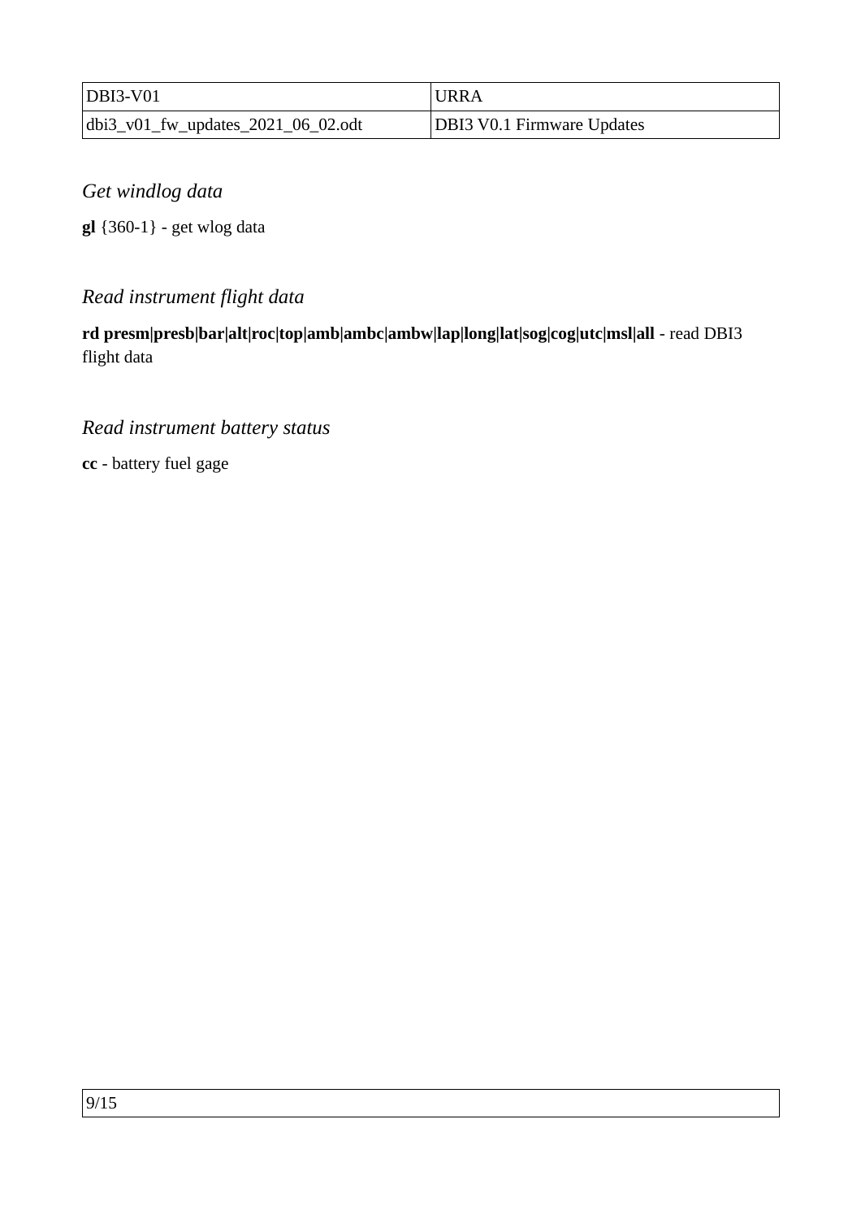*Get windlog data*

**gl** {360-1} - get wlog data

*Read instrument flight data*

**rd presm|presb|bar|alt|roc|top|amb|ambc|ambw|lap|long|lat|sog|cog|utc|msl|all** - read DBI3 flight data

*Read instrument battery status*

**cc** - battery fuel gage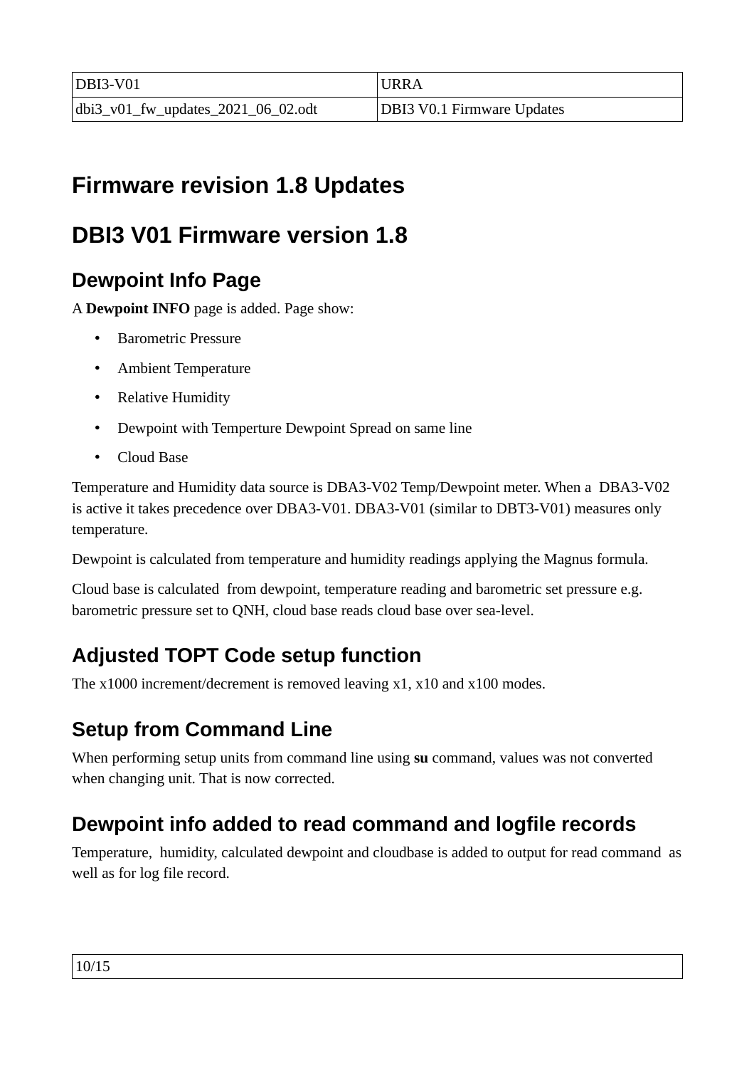# Firmware revision 1.8 Updates

# DBI3 V01 Firmware version 1.8

## Dewpoint Info Page

A **Dewpoint INFO** page is added. Page show:

- Barometric Pressure
- Ambient Temperature
- Relative Humidity
- Dewpoint with Temperture Dewpoint Spread on same line
- Cloud Base

Temperature and Humidity data source is DBA3-V02 Temp/Dewpoint meter. When a DBA3-V02 is active it takes precedence over DBA3-V01. DBA3-V01 (similar to DBT3-V01) measures only temperature.

Dewpoint is calculated from temperature and humidity readings applying the Magnus formula.

Cloud base is calculated from dewpoint, temperature reading and barometric set pressure e.g. barometric pressure set to QNH, cloud base reads cloud base over sea-level.

## Adjusted TOPT Code setup function

The x1000 increment/decrement is removed leaving x1, x10 and x100 modes.

## Setup from Command Line

When performing setup units from command line using **su** command, values was not converted when changing unit. That is now corrected.

## Dewpoint info added to read command and logfile records

Temperature, humidity, calculated dewpoint and cloudbase is added to output for read command as well as for log file record.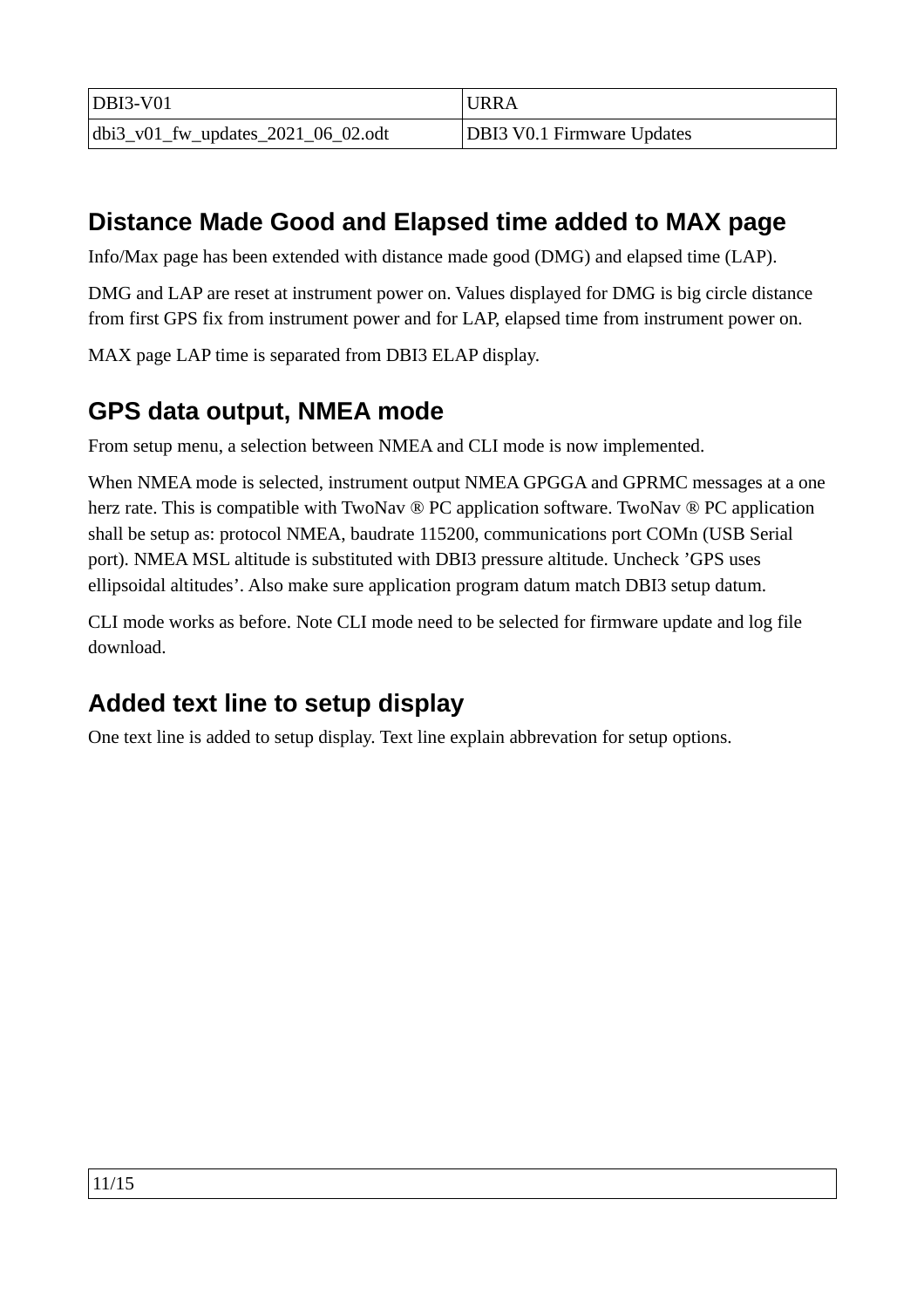## Distance Made Good and Elapsed time added to MAX page

Info/Max page has been extended with distance made good (DMG) and elapsed time (LAP).

DMG and LAP are reset at instrument power on. Values displayed for DMG is big circle distance from first GPS fix from instrument power and for LAP, elapsed time from instrument power on.

MAX page LAP time is separated from DBI3 ELAP display.

## GPS data output, NMEA mode

From setup menu, a selection between NMEA and CLI mode is now implemented.

When NMEA mode is selected, instrument output NMEA GPGGA and GPRMC messages at a one herz rate. This is compatible with TwoNav ® PC application software. TwoNav ® PC application shall be setup as: protocol NMEA, baudrate 115200, communications port COMn (USB Serial port). NMEA MSL altitude is substituted with DBI3 pressure altitude. Uncheck 'GPS uses ellipsoidal altitudes'. Also make sure application program datum match DBI3 setup datum.

CLI mode works as before. Note CLI mode need to be selected for firmware update and log file download.

## Added text line to setup display

One text line is added to setup display. Text line explain abbrevation for setup options.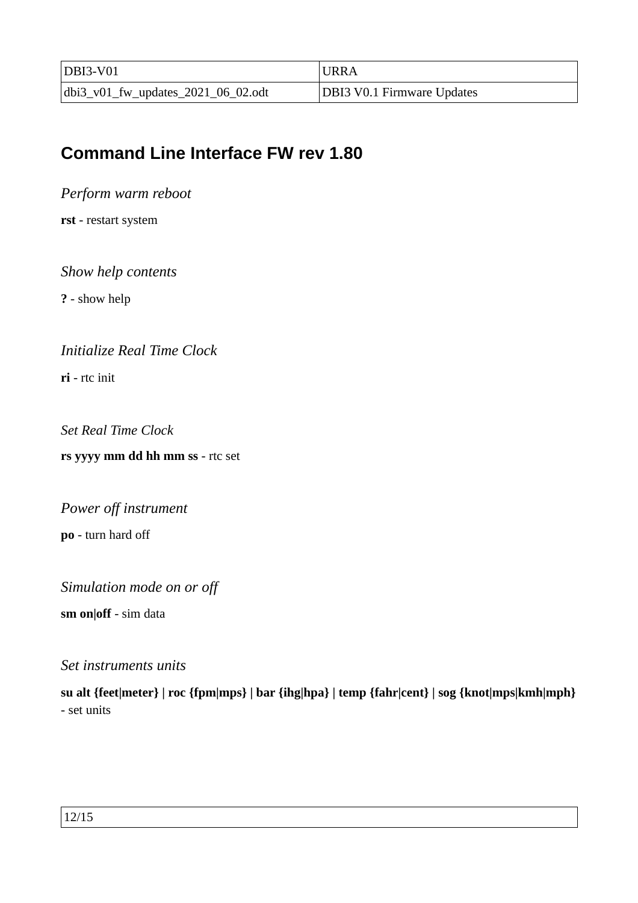## Command Line Interface FW rev 1.80

*Perform warm reboot*

**rst** - restart system

*Show help contents*

**?** - show help

*Initialize Real Time Clock*

**ri** - rtc init

*Set Real Time Clock*

**rs yyyy mm dd hh mm ss** - rtc set

*Power off instrument*

**po** - turn hard off

*Simulation mode on or off*

**sm on|off** - sim data

*Set instruments units*

**su alt {feet|meter} | roc {fpm|mps} | bar {ihg|hpa} | temp {fahr|cent} | sog {knot|mps|kmh|mph}** - set units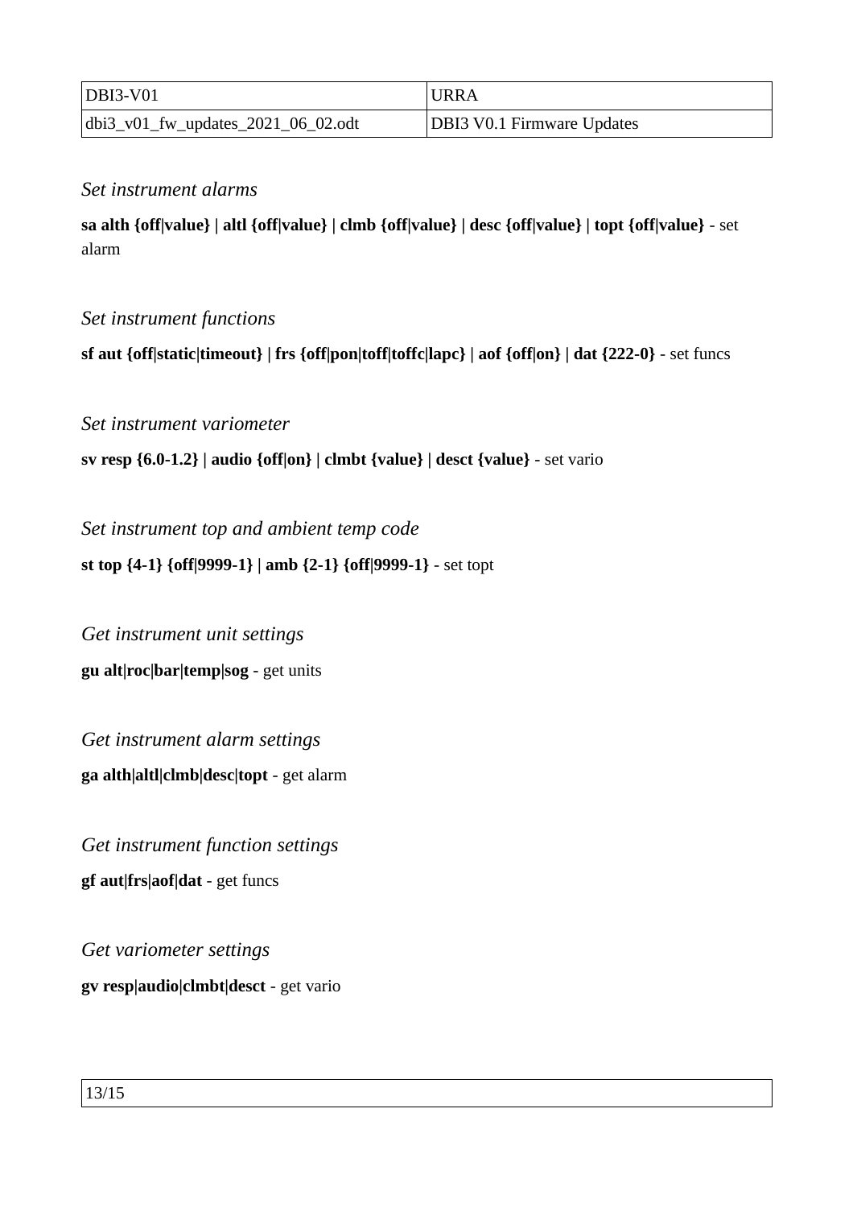*Set instrument alarms*

**sa alth {off|value} | altl {off|value} | clmb {off|value} | desc {off|value} | topt {off|value}** - set alarm

*Set instrument functions*

**sf aut {off|static|timeout} | frs {off|pon|toff|toffc|lapc} | aof {off|on} | dat {222-0}** - set funcs

*Set instrument variometer*

**sv resp {6.0-1.2} | audio {off|on} | clmbt {value} | desct {value}** - set vario

*Set instrument top and ambient temp code*

**st top {4-1} {off|9999-1} | amb {2-1} {off|9999-1}** - set topt

*Get instrument unit settings*

**gu alt|roc|bar|temp|sog** - get units

*Get instrument alarm settings*

**ga alth|altl|clmb|desc|topt** - get alarm

*Get instrument function settings*

**gf aut|frs|aof|dat** - get funcs

*Get variometer settings*

**gv resp|audio|clmbt|desct** - get vario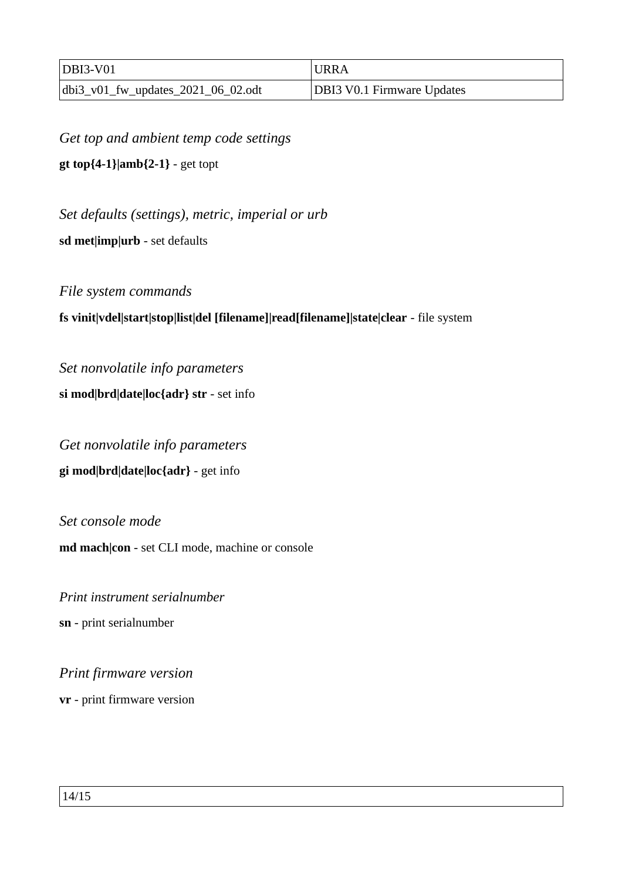*Get top and ambient temp code settings*

**gt top{4-1}|amb{2-1}** - get topt

*Set defaults (settings), metric, imperial or urb*

**sd met|imp|urb** - set defaults

*File system commands*

**fs vinit|vdel|start|stop|list|del [filename]|read[filename]|state|clear** - file system

*Set nonvolatile info parameters*

**si mod|brd|date|loc{adr} str** - set info

*Get nonvolatile info parameters*

**gi mod|brd|date|loc{adr}** - get info

*Set console mode*

**md mach|con** - set CLI mode, machine or console

*Print instrument serialnumber*

**sn** - print serialnumber

*Print firmware version*

**vr** - print firmware version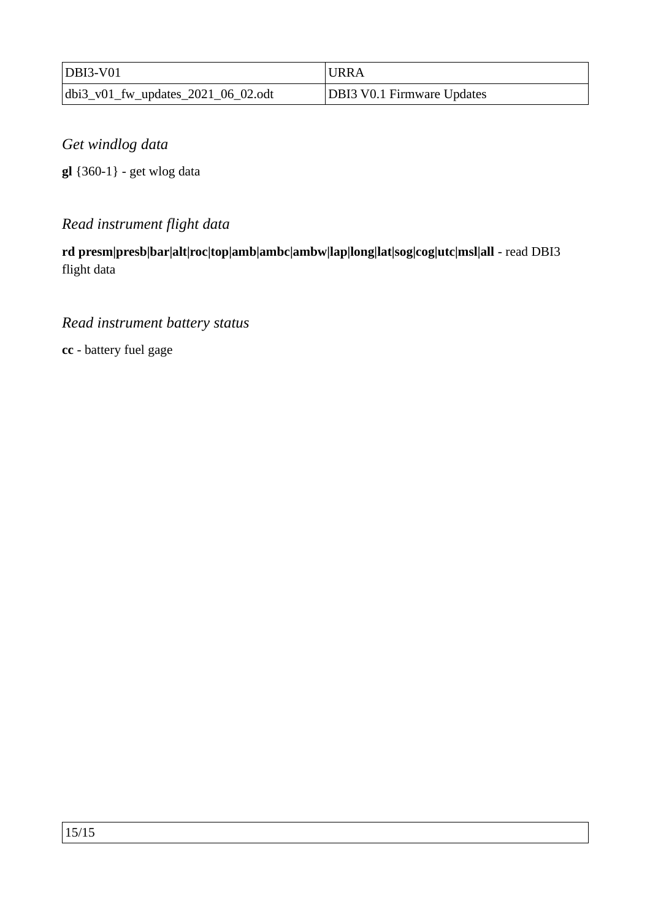*Get windlog data*

**gl** {360-1} - get wlog data

*Read instrument flight data*

**rd presm|presb|bar|alt|roc|top|amb|ambc|ambw|lap|long|lat|sog|cog|utc|msl|all** - read DBI3 flight data

*Read instrument battery status*

**cc** - battery fuel gage